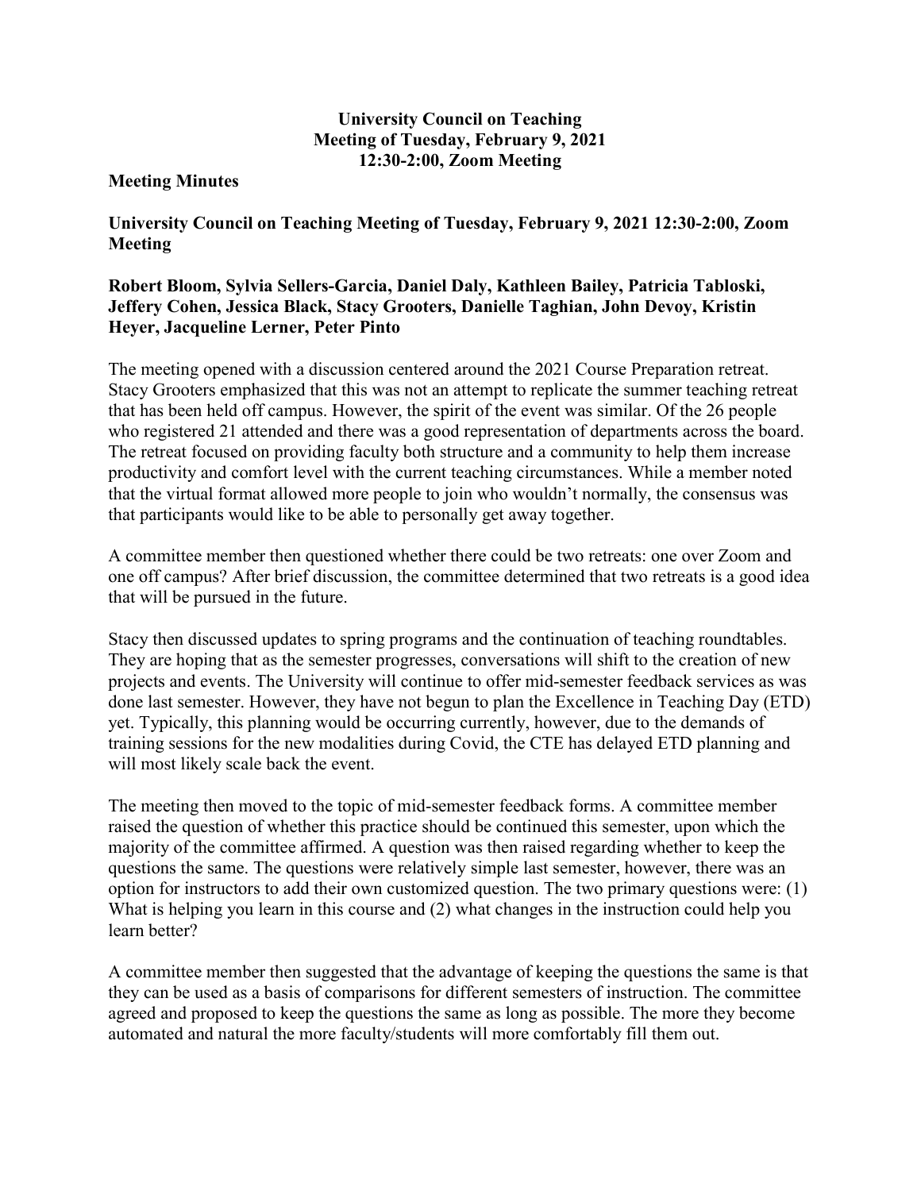# University Council on Teaching
## Meeting of Tuesday, February 9, 2021
## 12:30-2:00, Zoom Meeting

**Meeting Minutes**

**University Council on Teaching Meeting of Tuesday, February 9, 2021 12:30-2:00, Zoom Meeting**

**Robert Bloom, Sylvia Sellers-Garcia, Daniel Daly, Kathleen Bailey, Patricia Tabloski, Jeffery Cohen, Jessica Black, Stacy Grooters, Danielle Taghian, John Devoy, Kristin Heyer, Jacqueline Lerner, Peter Pinto**

The meeting opened with a discussion centered around the 2021 Course Preparation retreat. Stacy Grooters emphasized that this was not an attempt to replicate the summer teaching retreat that has been held off campus. However, the spirit of the event was similar. Of the 26 people who registered 21 attended and there was a good representation of departments across the board. The retreat focused on providing faculty both structure and a community to help them increase productivity and comfort level with the current teaching circumstances. While a member noted that the virtual format allowed more people to join who wouldn't normally, the consensus was that participants would like to be able to personally get away together.

A committee member then questioned whether there could be two retreats: one over Zoom and one off campus? After brief discussion, the committee determined that two retreats is a good idea that will be pursued in the future.

Stacy then discussed updates to spring programs and the continuation of teaching roundtables. They are hoping that as the semester progresses, conversations will shift to the creation of new projects and events. The University will continue to offer mid-semester feedback services as was done last semester. However, they have not begun to plan the Excellence in Teaching Day (ETD) yet. Typically, this planning would be occurring currently, however, due to the demands of training sessions for the new modalities during Covid, the CTE has delayed ETD planning and will most likely scale back the event.

The meeting then moved to the topic of mid-semester feedback forms. A committee member raised the question of whether this practice should be continued this semester, upon which the majority of the committee affirmed. A question was then raised regarding whether to keep the questions the same. The questions were relatively simple last semester, however, there was an option for instructors to add their own customized question. The two primary questions were: (1) What is helping you learn in this course and (2) what changes in the instruction could help you learn better?

A committee member then suggested that the advantage of keeping the questions the same is that they can be used as a basis of comparisons for different semesters of instruction. The committee agreed and proposed to keep the questions the same as long as possible. The more they become automated and natural the more faculty/students will more comfortably fill them out.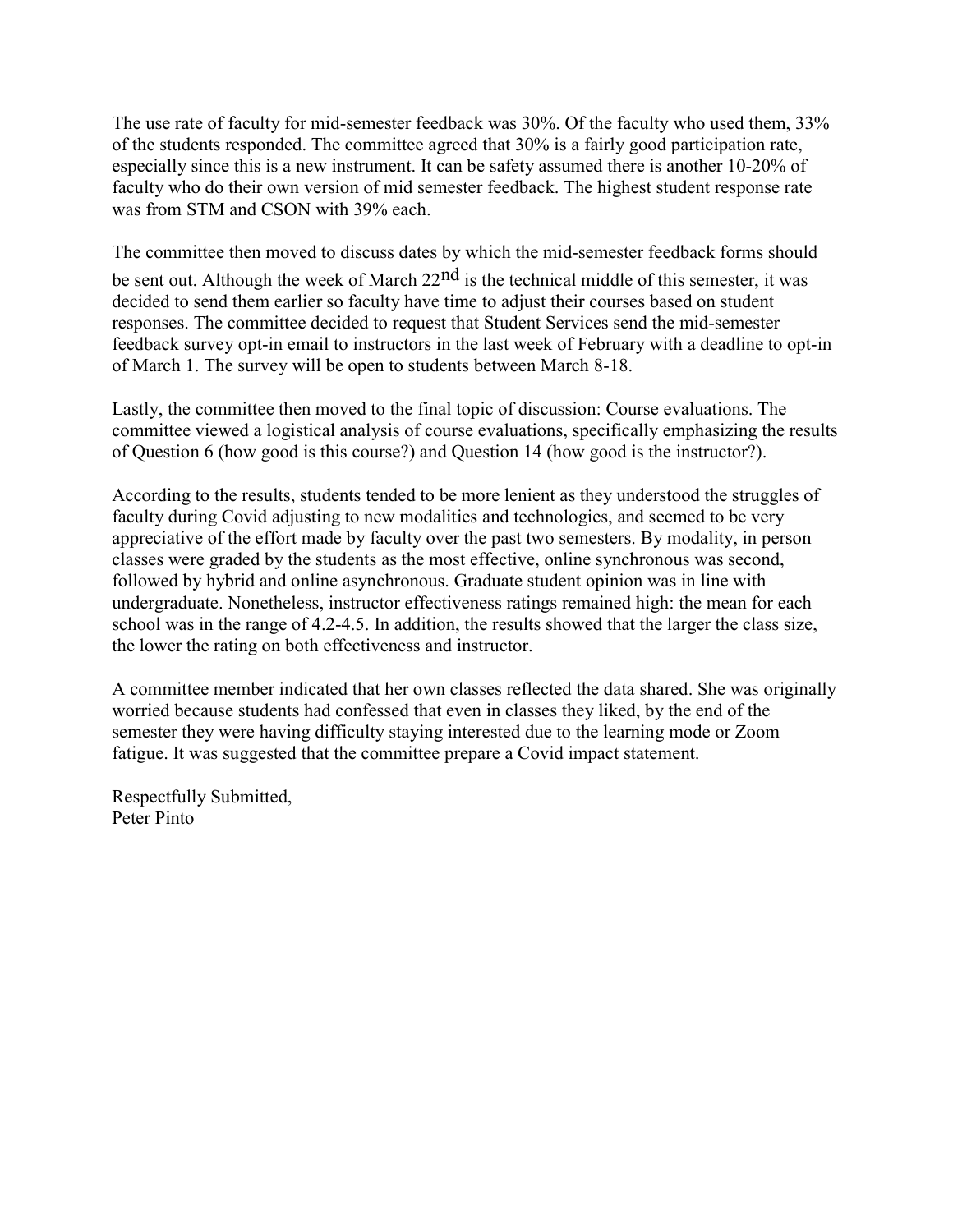The use rate of faculty for mid-semester feedback was 30%. Of the faculty who used them, 33% of the students responded. The committee agreed that 30% is a fairly good participation rate, especially since this is a new instrument. It can be safety assumed there is another 10-20% of faculty who do their own version of mid semester feedback. The highest student response rate was from STM and CSON with 39% each.

The committee then moved to discuss dates by which the mid-semester feedback forms should be sent out. Although the week of March 22nd is the technical middle of this semester, it was decided to send them earlier so faculty have time to adjust their courses based on student responses. The committee decided to request that Student Services send the mid-semester feedback survey opt-in email to instructors in the last week of February with a deadline to opt-in of March 1. The survey will be open to students between March 8-18.

Lastly, the committee then moved to the final topic of discussion: Course evaluations. The committee viewed a logistical analysis of course evaluations, specifically emphasizing the results of Question 6 (how good is this course?) and Question 14 (how good is the instructor?).

According to the results, students tended to be more lenient as they understood the struggles of faculty during Covid adjusting to new modalities and technologies, and seemed to be very appreciative of the effort made by faculty over the past two semesters. By modality, in person classes were graded by the students as the most effective, online synchronous was second, followed by hybrid and online asynchronous. Graduate student opinion was in line with undergraduate. Nonetheless, instructor effectiveness ratings remained high: the mean for each school was in the range of 4.2-4.5. In addition, the results showed that the larger the class size, the lower the rating on both effectiveness and instructor.

A committee member indicated that her own classes reflected the data shared. She was originally worried because students had confessed that even in classes they liked, by the end of the semester they were having difficulty staying interested due to the learning mode or Zoom fatigue. It was suggested that the committee prepare a Covid impact statement.

Respectfully Submitted,
Peter Pinto